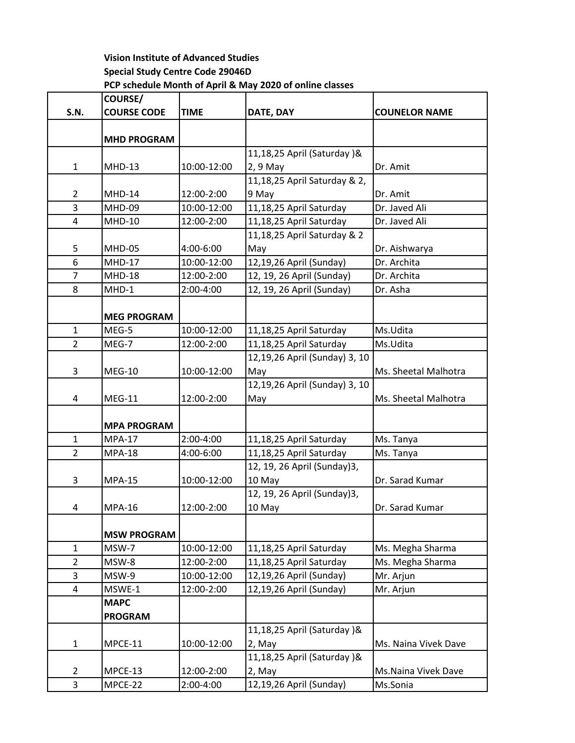**Vision Institute of Advanced Studies**
**Special Study Centre Code 29046D**
**PCP schedule Month of April & May 2020 of online classes**

| S.N. | COURSE/ COURSE CODE | TIME | DATE, DAY | COUNELOR NAME |
|---|---|---|---|---|
| | **MHD PROGRAM** | | | |
| 1 | MHD-13 | 10:00-12:00 | 11,18,25 April (Saturday )& 2, 9 May | Dr. Amit |
| 2 | MHD-14 | 12:00-2:00 | 11,18,25 April Saturday & 2, 9 May | Dr. Amit |
| 3 | MHD-09 | 10:00-12:00 | 11,18,25 April Saturday | Dr. Javed Ali |
| 4 | MHD-10 | 12:00-2:00 | 11,18,25 April Saturday | Dr. Javed Ali |
| 5 | MHD-05 | 4:00-6:00 | 11,18,25 April Saturday & 2 May | Dr. Aishwarya |
| 6 | MHD-17 | 10:00-12:00 | 12,19,26 April (Sunday) | Dr. Archita |
| 7 | MHD-18 | 12:00-2:00 | 12, 19, 26 April (Sunday) | Dr. Archita |
| 8 | MHD-1 | 2:00-4:00 | 12, 19, 26 April (Sunday) | Dr. Asha |
| | **MEG PROGRAM** | | | |
| 1 | MEG-5 | 10:00-12:00 | 11,18,25 April Saturday | Ms.Udita |
| 2 | MEG-7 | 12:00-2:00 | 11,18,25 April Saturday | Ms.Udita |
| 3 | MEG-10 | 10:00-12:00 | 12,19,26 April (Sunday) 3, 10 May | Ms. Sheetal Malhotra |
| 4 | MEG-11 | 12:00-2:00 | 12,19,26 April (Sunday) 3, 10 May | Ms. Sheetal Malhotra |
| | **MPA PROGRAM** | | | |
| 1 | MPA-17 | 2:00-4:00 | 11,18,25 April Saturday | Ms. Tanya |
| 2 | MPA-18 | 4:00-6:00 | 11,18,25 April Saturday | Ms. Tanya |
| 3 | MPA-15 | 10:00-12:00 | 12, 19, 26 April (Sunday)3, 10 May | Dr. Sarad Kumar |
| 4 | MPA-16 | 12:00-2:00 | 12, 19, 26 April (Sunday)3, 10 May | Dr. Sarad Kumar |
| | **MSW PROGRAM** | | | |
| 1 | MSW-7 | 10:00-12:00 | 11,18,25 April Saturday | Ms. Megha Sharma |
| 2 | MSW-8 | 12:00-2:00 | 11,18,25 April Saturday | Ms. Megha Sharma |
| 3 | MSW-9 | 10:00-12:00 | 12,19,26 April (Sunday) | Mr. Arjun |
| 4 | MSWE-1 | 12:00-2:00 | 12,19,26 April (Sunday) | Mr. Arjun |
| | **MAPC PROGRAM** | | | |
| 1 | MPCE-11 | 10:00-12:00 | 11,18,25 April (Saturday )& 2, May | Ms. Naina Vivek Dave |
| 2 | MPCE-13 | 12:00-2:00 | 11,18,25 April (Saturday )& 2, May | Ms.Naina Vivek Dave |
| 3 | MPCE-22 | 2:00-4:00 | 12,19,26 April (Sunday) | Ms.Sonia |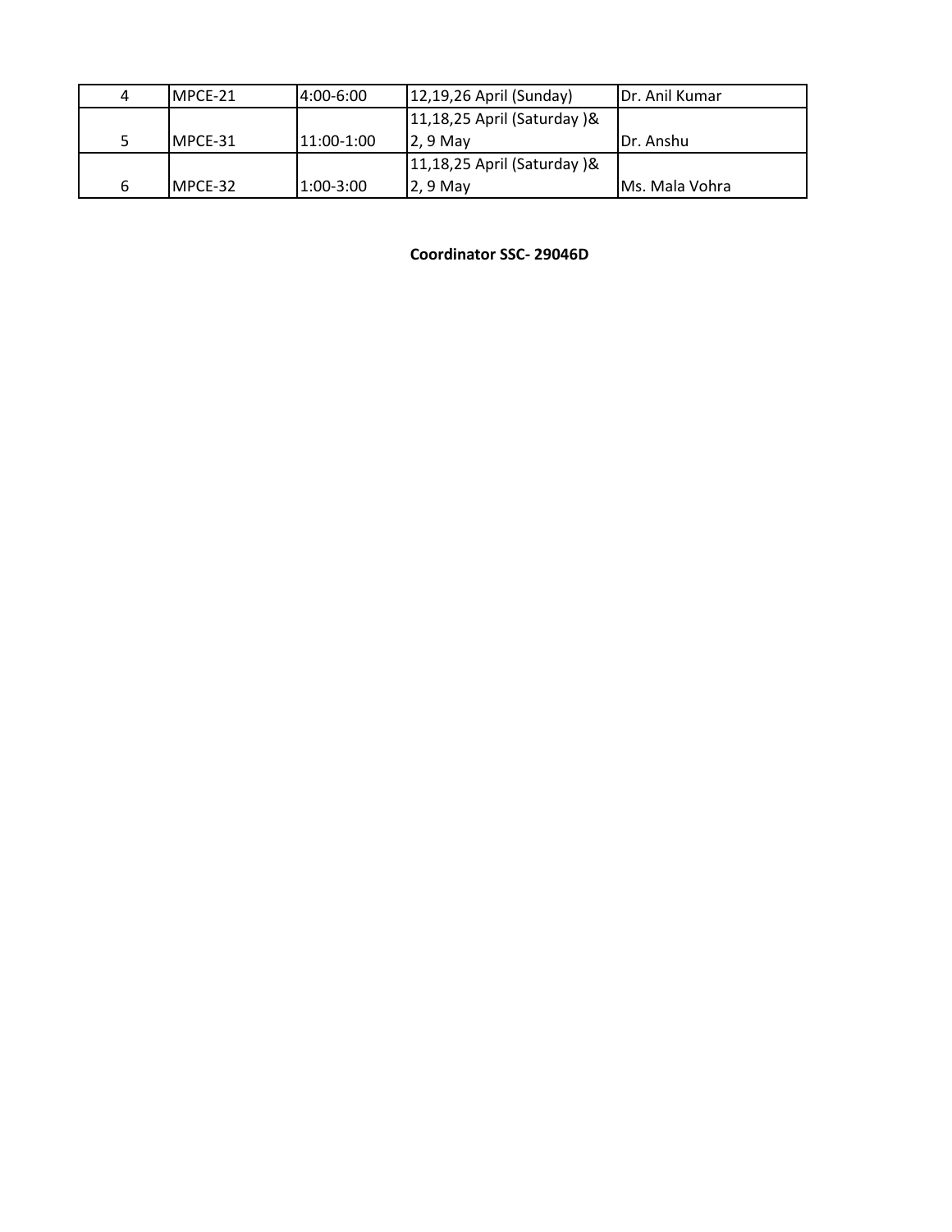| | | | | |
|---|---|---|---|---|
| 4 | MPCE-21 | 4:00-6:00 | 12,19,26 April (Sunday) | Dr. Anil Kumar |
| 5 | MPCE-31 | 11:00-1:00 | 11,18,25 April (Saturday )& 2, 9 May | Dr. Anshu |
| 6 | MPCE-32 | 1:00-3:00 | 11,18,25 April (Saturday )& 2, 9 May | Ms. Mala Vohra |

**Coordinator SSC- 29046D**